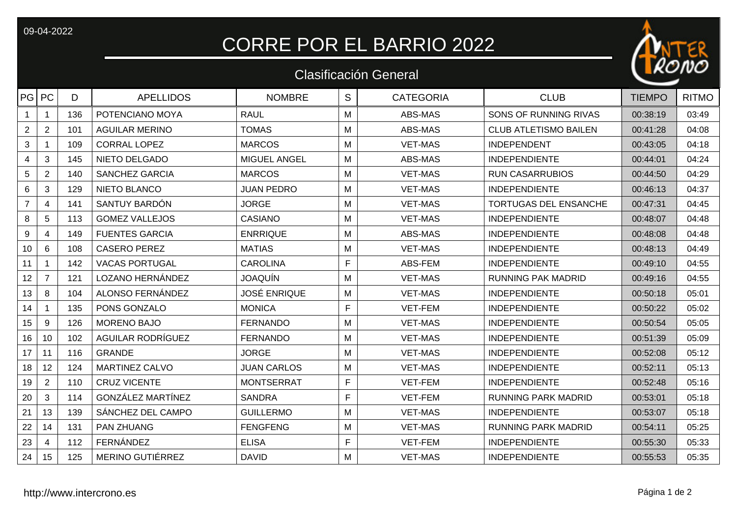09-04-2022

# CORRE POR EL BARRIO 2022

## Clasificación General

| PG | PC | D | APELLIDOS | NOMBRE | S | CATEGORIA | CLUB | TIEMPO | RITMO |
|---|---|---|---|---|---|---|---|---|---|
| 1 | 1 | 136 | POTENCIANO MOYA | RAUL | M | ABS-MAS | SONS OF RUNNING RIVAS | 00:38:19 | 03:49 |
| 2 | 2 | 101 | AGUILAR MERINO | TOMAS | M | ABS-MAS | CLUB ATLETISMO BAILEN | 00:41:28 | 04:08 |
| 3 | 1 | 109 | CORRAL LOPEZ | MARCOS | M | VET-MAS | INDEPENDENT | 00:43:05 | 04:18 |
| 4 | 3 | 145 | NIETO DELGADO | MIGUEL ANGEL | M | ABS-MAS | INDEPENDIENTE | 00:44:01 | 04:24 |
| 5 | 2 | 140 | SANCHEZ GARCIA | MARCOS | M | VET-MAS | RUN CASARRUBIOS | 00:44:50 | 04:29 |
| 6 | 3 | 129 | NIETO BLANCO | JUAN PEDRO | M | VET-MAS | INDEPENDIENTE | 00:46:13 | 04:37 |
| 7 | 4 | 141 | SANTUY BARDÓN | JORGE | M | VET-MAS | TORTUGAS DEL ENSANCHE | 00:47:31 | 04:45 |
| 8 | 5 | 113 | GOMEZ VALLEJOS | CASIANO | M | VET-MAS | INDEPENDIENTE | 00:48:07 | 04:48 |
| 9 | 4 | 149 | FUENTES GARCIA | ENRRIQUE | M | ABS-MAS | INDEPENDIENTE | 00:48:08 | 04:48 |
| 10 | 6 | 108 | CASERO PEREZ | MATIAS | M | VET-MAS | INDEPENDIENTE | 00:48:13 | 04:49 |
| 11 | 1 | 142 | VACAS PORTUGAL | CAROLINA | F | ABS-FEM | INDEPENDIENTE | 00:49:10 | 04:55 |
| 12 | 7 | 121 | LOZANO HERNÁNDEZ | JOAQUÍN | M | VET-MAS | RUNNING PAK MADRID | 00:49:16 | 04:55 |
| 13 | 8 | 104 | ALONSO FERNÁNDEZ | JOSÉ ENRIQUE | M | VET-MAS | INDEPENDIENTE | 00:50:18 | 05:01 |
| 14 | 1 | 135 | PONS GONZALO | MONICA | F | VET-FEM | INDEPENDIENTE | 00:50:22 | 05:02 |
| 15 | 9 | 126 | MORENO BAJO | FERNANDO | M | VET-MAS | INDEPENDIENTE | 00:50:54 | 05:05 |
| 16 | 10 | 102 | AGUILAR RODRÍGUEZ | FERNANDO | M | VET-MAS | INDEPENDIENTE | 00:51:39 | 05:09 |
| 17 | 11 | 116 | GRANDE | JORGE | M | VET-MAS | INDEPENDIENTE | 00:52:08 | 05:12 |
| 18 | 12 | 124 | MARTINEZ CALVO | JUAN CARLOS | M | VET-MAS | INDEPENDIENTE | 00:52:11 | 05:13 |
| 19 | 2 | 110 | CRUZ VICENTE | MONTSERRAT | F | VET-FEM | INDEPENDIENTE | 00:52:48 | 05:16 |
| 20 | 3 | 114 | GONZÁLEZ MARTÍNEZ | SANDRA | F | VET-FEM | RUNNING PARK MADRID | 00:53:01 | 05:18 |
| 21 | 13 | 139 | SÁNCHEZ DEL CAMPO | GUILLERMO | M | VET-MAS | INDEPENDIENTE | 00:53:07 | 05:18 |
| 22 | 14 | 131 | PAN ZHUANG | FENGFENG | M | VET-MAS | RUNNING PARK MADRID | 00:54:11 | 05:25 |
| 23 | 4 | 112 | FERNÁNDEZ | ELISA | F | VET-FEM | INDEPENDIENTE | 00:55:30 | 05:33 |
| 24 | 15 | 125 | MERINO GUTIÉRREZ | DAVID | M | VET-MAS | INDEPENDIENTE | 00:55:53 | 05:35 |

http://www.intercrono.es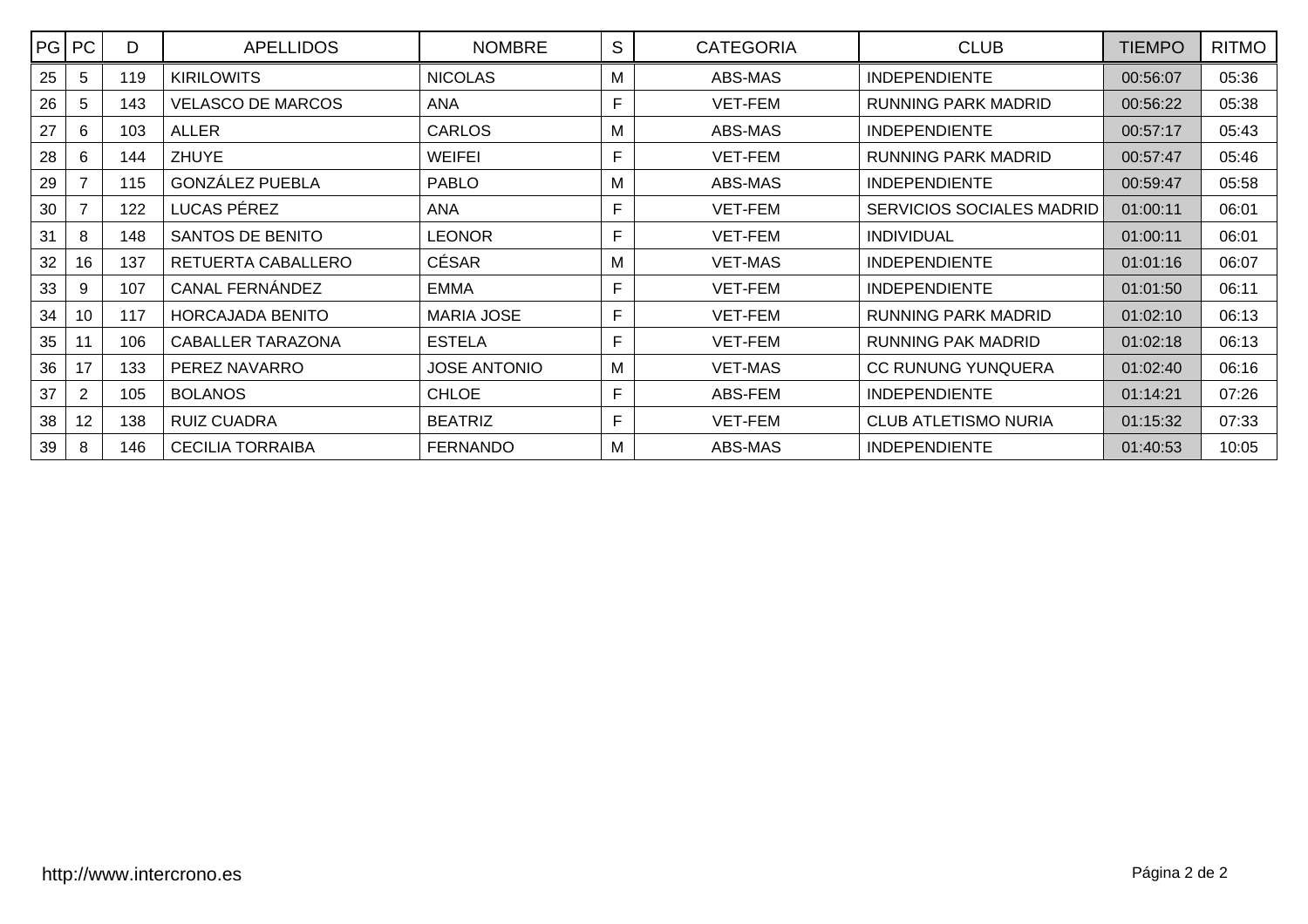| PG | PC | D | APELLIDOS | NOMBRE | S | CATEGORIA | CLUB | TIEMPO | RITMO |
|---|---|---|---|---|---|---|---|---|---|
| 25 | 5 | 119 | KIRILOWITS | NICOLAS | M | ABS-MAS | INDEPENDIENTE | 00:56:07 | 05:36 |
| 26 | 5 | 143 | VELASCO DE MARCOS | ANA | F | VET-FEM | RUNNING PARK MADRID | 00:56:22 | 05:38 |
| 27 | 6 | 103 | ALLER | CARLOS | M | ABS-MAS | INDEPENDIENTE | 00:57:17 | 05:43 |
| 28 | 6 | 144 | ZHUYE | WEIFEI | F | VET-FEM | RUNNING PARK MADRID | 00:57:47 | 05:46 |
| 29 | 7 | 115 | GONZÁLEZ PUEBLA | PABLO | M | ABS-MAS | INDEPENDIENTE | 00:59:47 | 05:58 |
| 30 | 7 | 122 | LUCAS PÉREZ | ANA | F | VET-FEM | SERVICIOS SOCIALES MADRID | 01:00:11 | 06:01 |
| 31 | 8 | 148 | SANTOS DE BENITO | LEONOR | F | VET-FEM | INDIVIDUAL | 01:00:11 | 06:01 |
| 32 | 16 | 137 | RETUERTA CABALLERO | CÉSAR | M | VET-MAS | INDEPENDIENTE | 01:01:16 | 06:07 |
| 33 | 9 | 107 | CANAL FERNÁNDEZ | EMMA | F | VET-FEM | INDEPENDIENTE | 01:01:50 | 06:11 |
| 34 | 10 | 117 | HORCAJADA BENITO | MARIA JOSE | F | VET-FEM | RUNNING PARK MADRID | 01:02:10 | 06:13 |
| 35 | 11 | 106 | CABALLER TARAZONA | ESTELA | F | VET-FEM | RUNNING PAK MADRID | 01:02:18 | 06:13 |
| 36 | 17 | 133 | PEREZ NAVARRO | JOSE ANTONIO | M | VET-MAS | CC RUNUNG YUNQUERA | 01:02:40 | 06:16 |
| 37 | 2 | 105 | BOLANOS | CHLOE | F | ABS-FEM | INDEPENDIENTE | 01:14:21 | 07:26 |
| 38 | 12 | 138 | RUIZ CUADRA | BEATRIZ | F | VET-FEM | CLUB ATLETISMO NURIA | 01:15:32 | 07:33 |
| 39 | 8 | 146 | CECILIA TORRAIBA | FERNANDO | M | ABS-MAS | INDEPENDIENTE | 01:40:53 | 10:05 |

http://www.intercrono.es